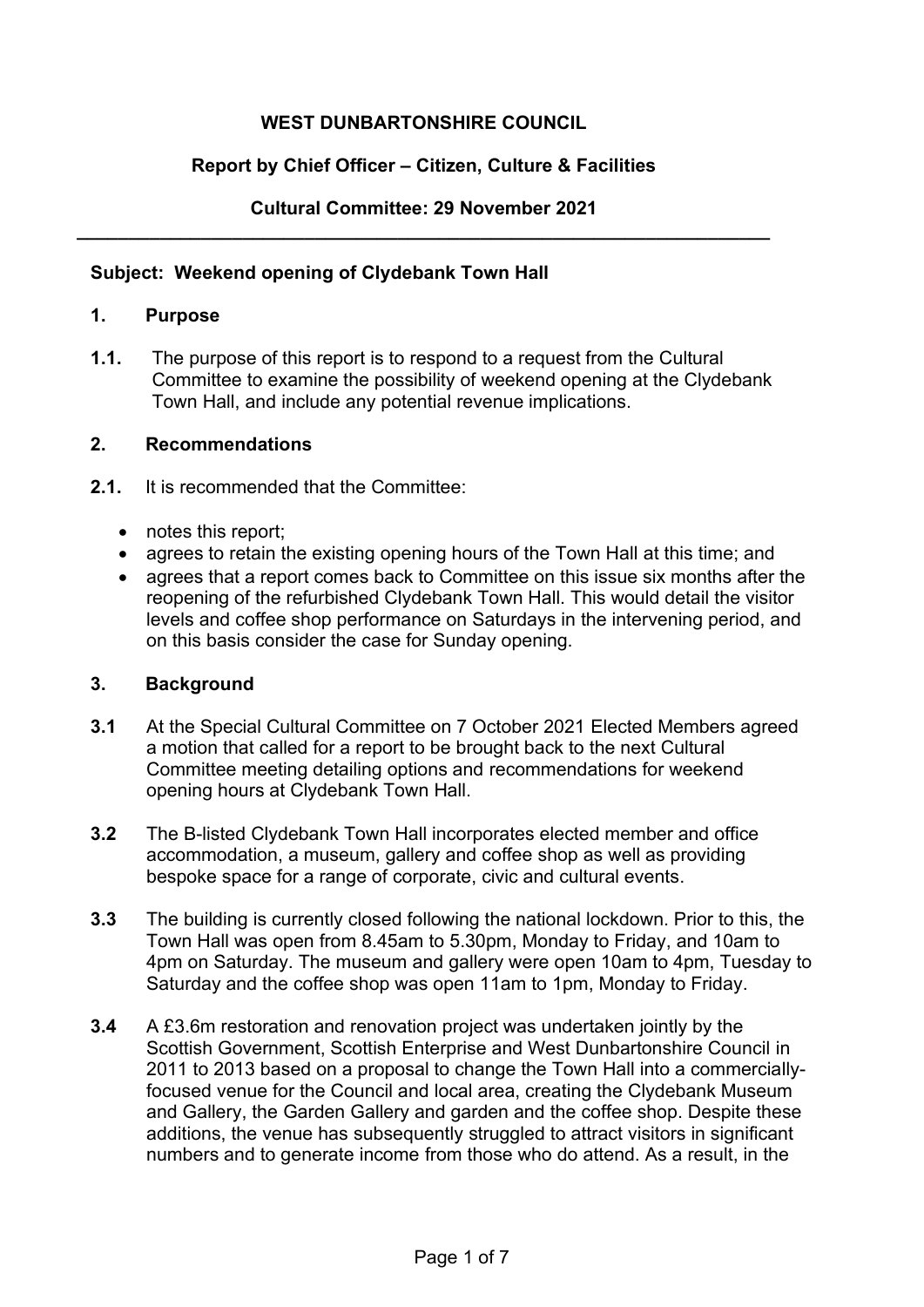**WEST DUNBARTONSHIRE COUNCIL**

**Report by Chief Officer – Citizen, Culture & Facilities**

**Cultural Committee: 29 November 2021**

---

**Subject: Weekend opening of Clydebank Town Hall**

## 1. Purpose

**1.1.** The purpose of this report is to respond to a request from the Cultural Committee to examine the possibility of weekend opening at the Clydebank Town Hall, and include any potential revenue implications.

## 2. Recommendations

**2.1.** It is recommended that the Committee:

- notes this report;
- agrees to retain the existing opening hours of the Town Hall at this time; and
- agrees that a report comes back to Committee on this issue six months after the reopening of the refurbished Clydebank Town Hall. This would detail the visitor levels and coffee shop performance on Saturdays in the intervening period, and on this basis consider the case for Sunday opening.

## 3. Background

**3.1** At the Special Cultural Committee on 7 October 2021 Elected Members agreed a motion that called for a report to be brought back to the next Cultural Committee meeting detailing options and recommendations for weekend opening hours at Clydebank Town Hall.

**3.2** The B-listed Clydebank Town Hall incorporates elected member and office accommodation, a museum, gallery and coffee shop as well as providing bespoke space for a range of corporate, civic and cultural events.

**3.3** The building is currently closed following the national lockdown. Prior to this, the Town Hall was open from 8.45am to 5.30pm, Monday to Friday, and 10am to 4pm on Saturday. The museum and gallery were open 10am to 4pm, Tuesday to Saturday and the coffee shop was open 11am to 1pm, Monday to Friday.

**3.4** A £3.6m restoration and renovation project was undertaken jointly by the Scottish Government, Scottish Enterprise and West Dunbartonshire Council in 2011 to 2013 based on a proposal to change the Town Hall into a commercially-focused venue for the Council and local area, creating the Clydebank Museum and Gallery, the Garden Gallery and garden and the coffee shop. Despite these additions, the venue has subsequently struggled to attract visitors in significant numbers and to generate income from those who do attend. As a result, in the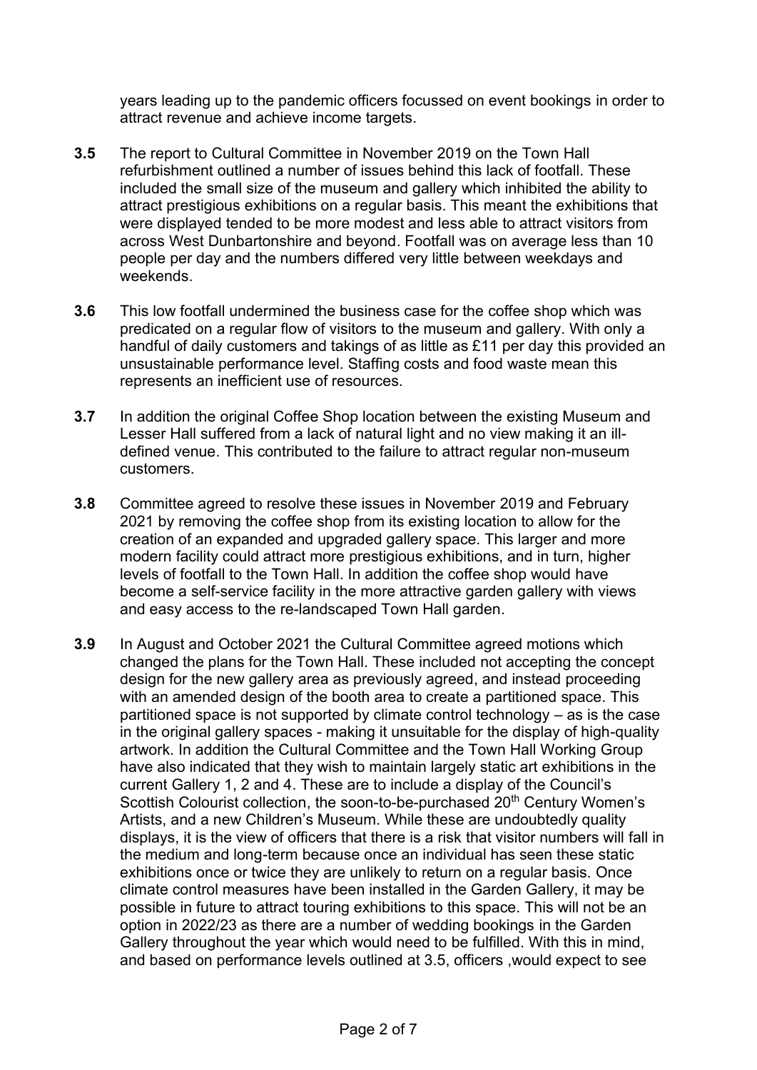years leading up to the pandemic officers focussed on event bookings in order to attract revenue and achieve income targets.

**3.5** The report to Cultural Committee in November 2019 on the Town Hall refurbishment outlined a number of issues behind this lack of footfall. These included the small size of the museum and gallery which inhibited the ability to attract prestigious exhibitions on a regular basis. This meant the exhibitions that were displayed tended to be more modest and less able to attract visitors from across West Dunbartonshire and beyond. Footfall was on average less than 10 people per day and the numbers differed very little between weekdays and weekends.

**3.6** This low footfall undermined the business case for the coffee shop which was predicated on a regular flow of visitors to the museum and gallery. With only a handful of daily customers and takings of as little as £11 per day this provided an unsustainable performance level. Staffing costs and food waste mean this represents an inefficient use of resources.

**3.7** In addition the original Coffee Shop location between the existing Museum and Lesser Hall suffered from a lack of natural light and no view making it an ill-defined venue. This contributed to the failure to attract regular non-museum customers.

**3.8** Committee agreed to resolve these issues in November 2019 and February 2021 by removing the coffee shop from its existing location to allow for the creation of an expanded and upgraded gallery space. This larger and more modern facility could attract more prestigious exhibitions, and in turn, higher levels of footfall to the Town Hall. In addition the coffee shop would have become a self-service facility in the more attractive garden gallery with views and easy access to the re-landscaped Town Hall garden.

**3.9** In August and October 2021 the Cultural Committee agreed motions which changed the plans for the Town Hall. These included not accepting the concept design for the new gallery area as previously agreed, and instead proceeding with an amended design of the booth area to create a partitioned space. This partitioned space is not supported by climate control technology – as is the case in the original gallery spaces - making it unsuitable for the display of high-quality artwork. In addition the Cultural Committee and the Town Hall Working Group have also indicated that they wish to maintain largely static art exhibitions in the current Gallery 1, 2 and 4. These are to include a display of the Council's Scottish Colourist collection, the soon-to-be-purchased 20th Century Women's Artists, and a new Children's Museum. While these are undoubtedly quality displays, it is the view of officers that there is a risk that visitor numbers will fall in the medium and long-term because once an individual has seen these static exhibitions once or twice they are unlikely to return on a regular basis. Once climate control measures have been installed in the Garden Gallery, it may be possible in future to attract touring exhibitions to this space. This will not be an option in 2022/23 as there are a number of wedding bookings in the Garden Gallery throughout the year which would need to be fulfilled. With this in mind, and based on performance levels outlined at 3.5, officers ,would expect to see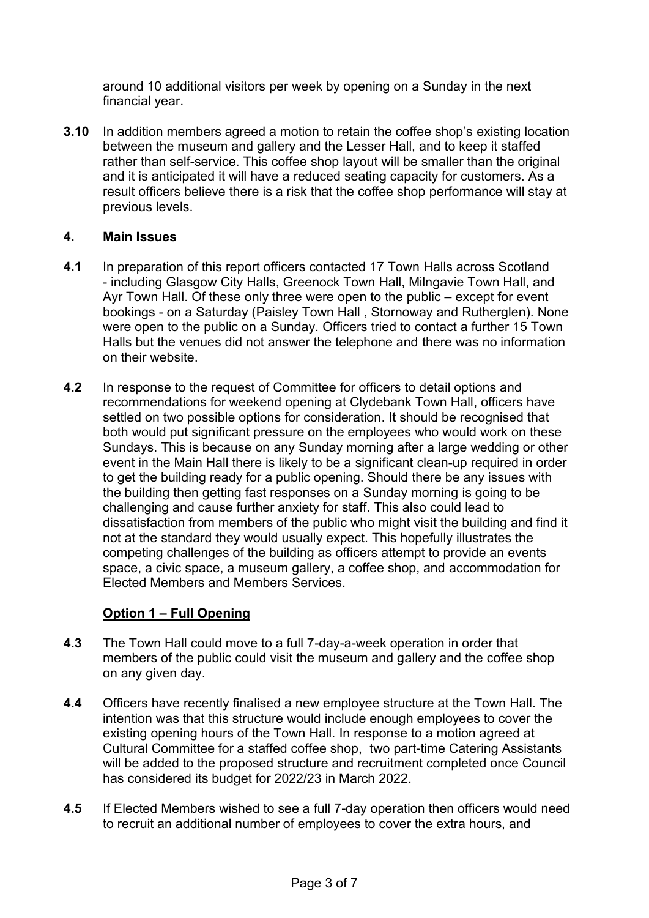around 10 additional visitors per week by opening on a Sunday in the next financial year.

**3.10** In addition members agreed a motion to retain the coffee shop's existing location between the museum and gallery and the Lesser Hall, and to keep it staffed rather than self-service. This coffee shop layout will be smaller than the original and it is anticipated it will have a reduced seating capacity for customers. As a result officers believe there is a risk that the coffee shop performance will stay at previous levels.

## 4. Main Issues

**4.1** In preparation of this report officers contacted 17 Town Halls across Scotland - including Glasgow City Halls, Greenock Town Hall, Milngavie Town Hall, and Ayr Town Hall. Of these only three were open to the public – except for event bookings - on a Saturday (Paisley Town Hall , Stornoway and Rutherglen). None were open to the public on a Sunday. Officers tried to contact a further 15 Town Halls but the venues did not answer the telephone and there was no information on their website.

**4.2** In response to the request of Committee for officers to detail options and recommendations for weekend opening at Clydebank Town Hall, officers have settled on two possible options for consideration. It should be recognised that both would put significant pressure on the employees who would work on these Sundays. This is because on any Sunday morning after a large wedding or other event in the Main Hall there is likely to be a significant clean-up required in order to get the building ready for a public opening. Should there be any issues with the building then getting fast responses on a Sunday morning is going to be challenging and cause further anxiety for staff. This also could lead to dissatisfaction from members of the public who might visit the building and find it not at the standard they would usually expect. This hopefully illustrates the competing challenges of the building as officers attempt to provide an events space, a civic space, a museum gallery, a coffee shop, and accommodation for Elected Members and Members Services.

### Option 1 – Full Opening

**4.3** The Town Hall could move to a full 7-day-a-week operation in order that members of the public could visit the museum and gallery and the coffee shop on any given day.

**4.4** Officers have recently finalised a new employee structure at the Town Hall. The intention was that this structure would include enough employees to cover the existing opening hours of the Town Hall. In response to a motion agreed at Cultural Committee for a staffed coffee shop, two part-time Catering Assistants will be added to the proposed structure and recruitment completed once Council has considered its budget for 2022/23 in March 2022.

**4.5** If Elected Members wished to see a full 7-day operation then officers would need to recruit an additional number of employees to cover the extra hours, and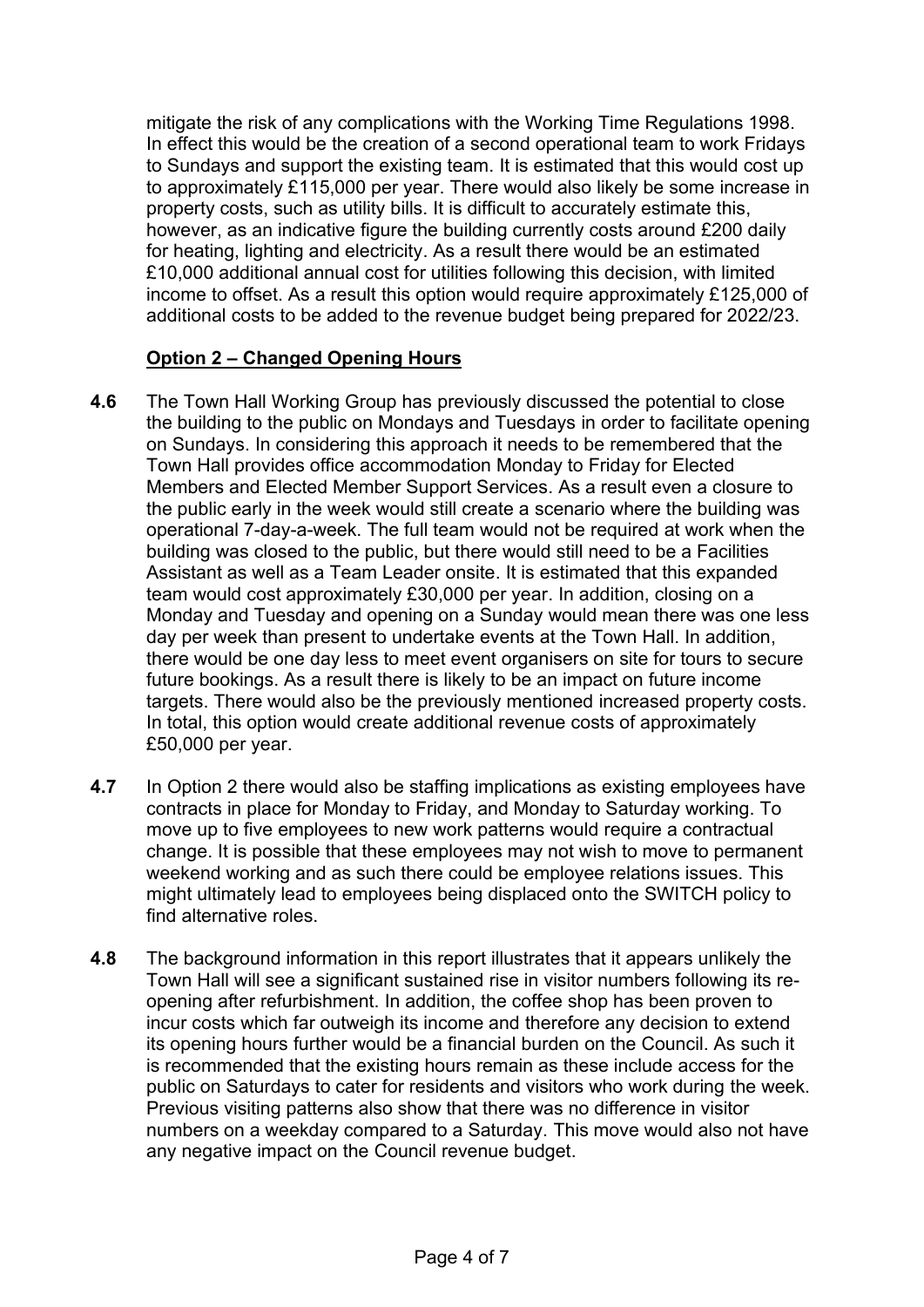mitigate the risk of any complications with the Working Time Regulations 1998. In effect this would be the creation of a second operational team to work Fridays to Sundays and support the existing team. It is estimated that this would cost up to approximately £115,000 per year. There would also likely be some increase in property costs, such as utility bills. It is difficult to accurately estimate this, however, as an indicative figure the building currently costs around £200 daily for heating, lighting and electricity. As a result there would be an estimated £10,000 additional annual cost for utilities following this decision, with limited income to offset. As a result this option would require approximately £125,000 of additional costs to be added to the revenue budget being prepared for 2022/23.

**<u>Option 2 – Changed Opening Hours</u>**

**4.6** The Town Hall Working Group has previously discussed the potential to close the building to the public on Mondays and Tuesdays in order to facilitate opening on Sundays. In considering this approach it needs to be remembered that the Town Hall provides office accommodation Monday to Friday for Elected Members and Elected Member Support Services. As a result even a closure to the public early in the week would still create a scenario where the building was operational 7-day-a-week. The full team would not be required at work when the building was closed to the public, but there would still need to be a Facilities Assistant as well as a Team Leader onsite. It is estimated that this expanded team would cost approximately £30,000 per year. In addition, closing on a Monday and Tuesday and opening on a Sunday would mean there was one less day per week than present to undertake events at the Town Hall. In addition, there would be one day less to meet event organisers on site for tours to secure future bookings. As a result there is likely to be an impact on future income targets. There would also be the previously mentioned increased property costs. In total, this option would create additional revenue costs of approximately £50,000 per year.

**4.7** In Option 2 there would also be staffing implications as existing employees have contracts in place for Monday to Friday, and Monday to Saturday working. To move up to five employees to new work patterns would require a contractual change. It is possible that these employees may not wish to move to permanent weekend working and as such there could be employee relations issues. This might ultimately lead to employees being displaced onto the SWITCH policy to find alternative roles.

**4.8** The background information in this report illustrates that it appears unlikely the Town Hall will see a significant sustained rise in visitor numbers following its re-opening after refurbishment. In addition, the coffee shop has been proven to incur costs which far outweigh its income and therefore any decision to extend its opening hours further would be a financial burden on the Council. As such it is recommended that the existing hours remain as these include access for the public on Saturdays to cater for residents and visitors who work during the week. Previous visiting patterns also show that there was no difference in visitor numbers on a weekday compared to a Saturday. This move would also not have any negative impact on the Council revenue budget.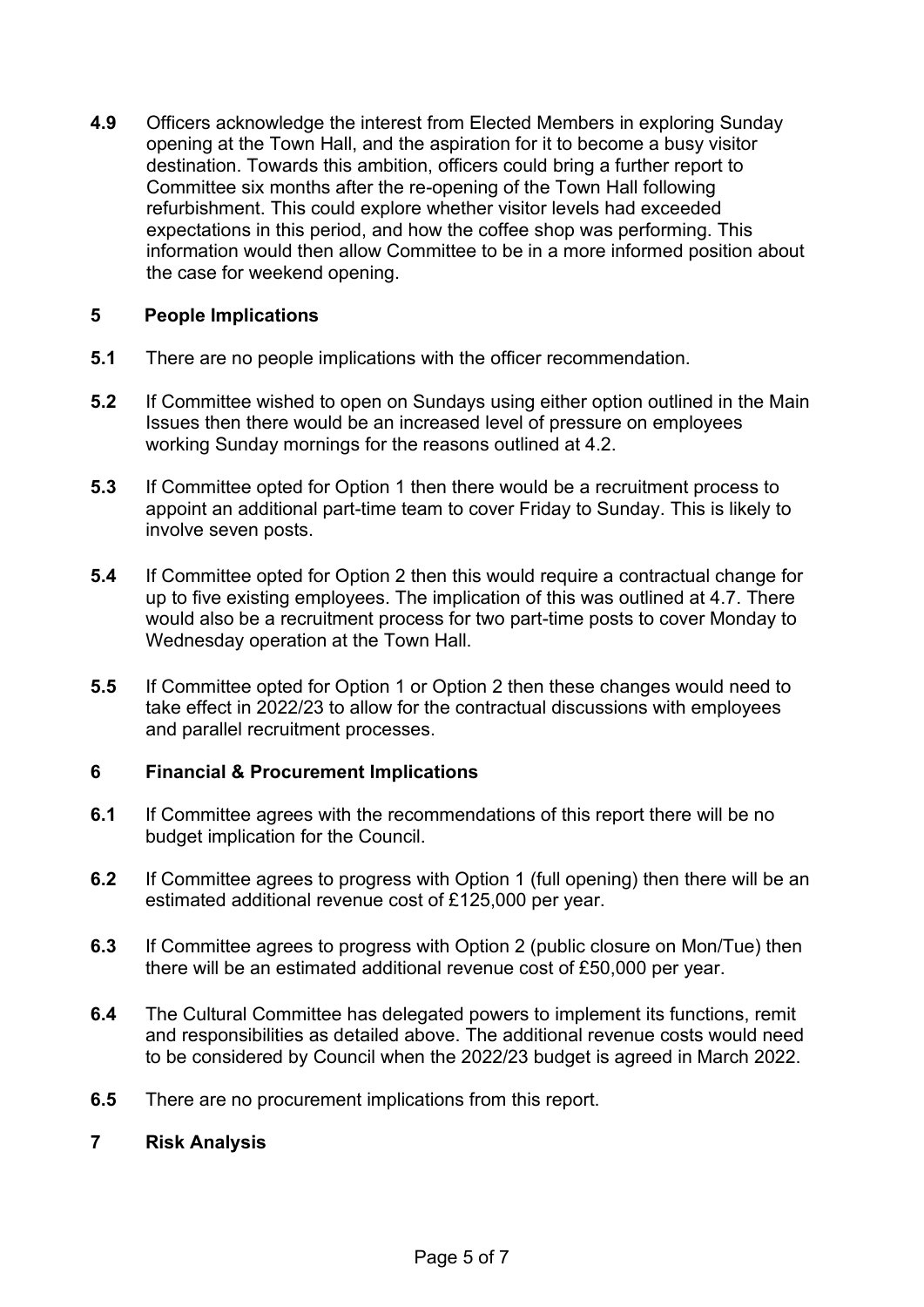**4.9** Officers acknowledge the interest from Elected Members in exploring Sunday opening at the Town Hall, and the aspiration for it to become a busy visitor destination. Towards this ambition, officers could bring a further report to Committee six months after the re-opening of the Town Hall following refurbishment. This could explore whether visitor levels had exceeded expectations in this period, and how the coffee shop was performing. This information would then allow Committee to be in a more informed position about the case for weekend opening.

## 5 People Implications

**5.1** There are no people implications with the officer recommendation.

**5.2** If Committee wished to open on Sundays using either option outlined in the Main Issues then there would be an increased level of pressure on employees working Sunday mornings for the reasons outlined at 4.2.

**5.3** If Committee opted for Option 1 then there would be a recruitment process to appoint an additional part-time team to cover Friday to Sunday. This is likely to involve seven posts.

**5.4** If Committee opted for Option 2 then this would require a contractual change for up to five existing employees. The implication of this was outlined at 4.7. There would also be a recruitment process for two part-time posts to cover Monday to Wednesday operation at the Town Hall.

**5.5** If Committee opted for Option 1 or Option 2 then these changes would need to take effect in 2022/23 to allow for the contractual discussions with employees and parallel recruitment processes.

## 6 Financial & Procurement Implications

**6.1** If Committee agrees with the recommendations of this report there will be no budget implication for the Council.

**6.2** If Committee agrees to progress with Option 1 (full opening) then there will be an estimated additional revenue cost of £125,000 per year.

**6.3** If Committee agrees to progress with Option 2 (public closure on Mon/Tue) then there will be an estimated additional revenue cost of £50,000 per year.

**6.4** The Cultural Committee has delegated powers to implement its functions, remit and responsibilities as detailed above. The additional revenue costs would need to be considered by Council when the 2022/23 budget is agreed in March 2022.

**6.5** There are no procurement implications from this report.

## 7 Risk Analysis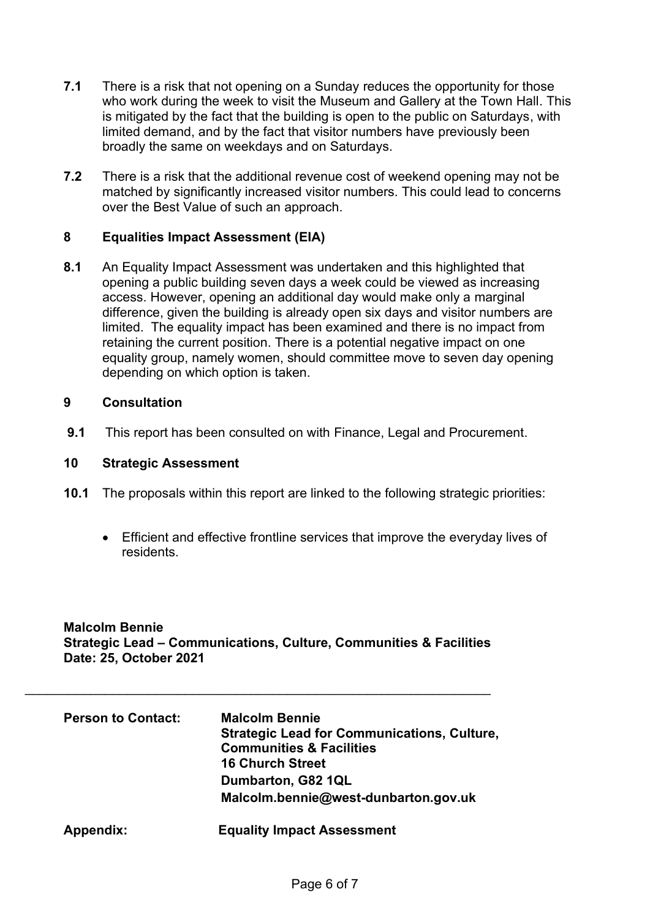**7.1** There is a risk that not opening on a Sunday reduces the opportunity for those who work during the week to visit the Museum and Gallery at the Town Hall. This is mitigated by the fact that the building is open to the public on Saturdays, with limited demand, and by the fact that visitor numbers have previously been broadly the same on weekdays and on Saturdays.

**7.2** There is a risk that the additional revenue cost of weekend opening may not be matched by significantly increased visitor numbers. This could lead to concerns over the Best Value of such an approach.

## 8 Equalities Impact Assessment (EIA)

**8.1** An Equality Impact Assessment was undertaken and this highlighted that opening a public building seven days a week could be viewed as increasing access. However, opening an additional day would make only a marginal difference, given the building is already open six days and visitor numbers are limited. The equality impact has been examined and there is no impact from retaining the current position. There is a potential negative impact on one equality group, namely women, should committee move to seven day opening depending on which option is taken.

## 9 Consultation

**9.1** This report has been consulted on with Finance, Legal and Procurement.

## 10 Strategic Assessment

**10.1** The proposals within this report are linked to the following strategic priorities:

- Efficient and effective frontline services that improve the everyday lives of residents.

**Malcolm Bennie**
**Strategic Lead – Communications, Culture, Communities & Facilities**
**Date: 25, October 2021**

---

**Person to Contact:** **Malcolm Bennie**
**Strategic Lead for Communications, Culture, Communities & Facilities**
**16 Church Street**
**Dumbarton, G82 1QL**
**Malcolm.bennie@west-dunbarton.gov.uk**

**Appendix:** **Equality Impact Assessment**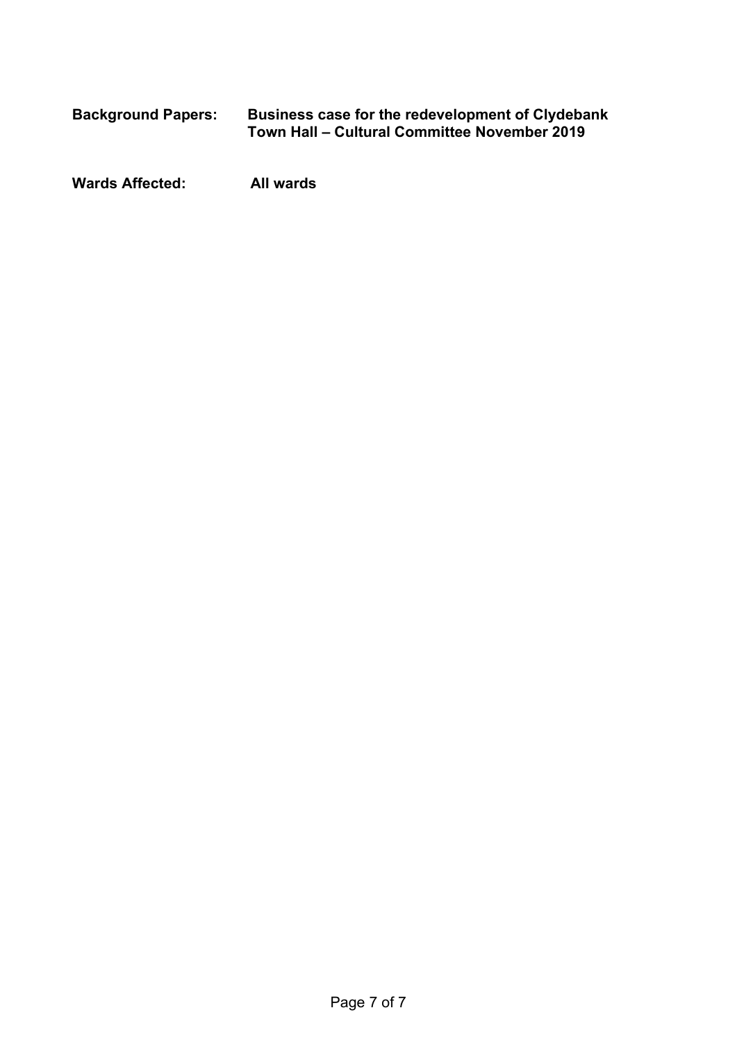**Background Papers:** **Business case for the redevelopment of Clydebank Town Hall – Cultural Committee November 2019**

**Wards Affected:** **All wards**